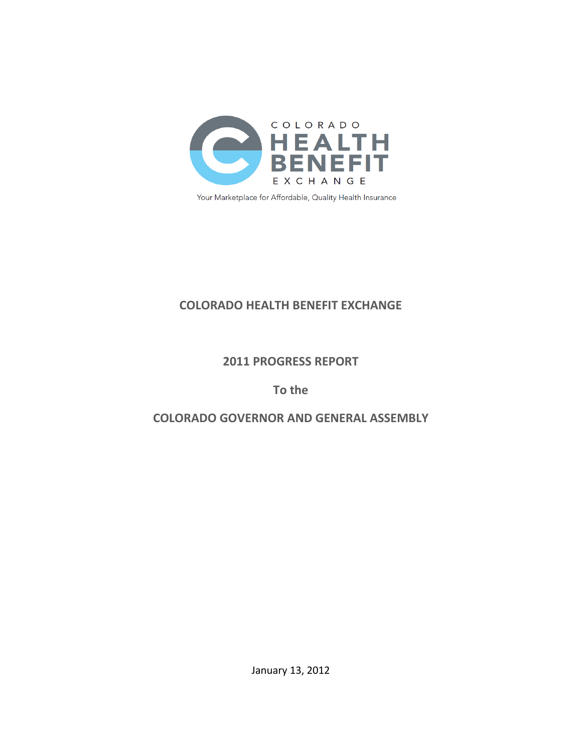COLORADO
HEALTH
BENEFIT
EXCHANGE

Your Marketplace for Affordable, Quality Health Insurance

# COLORADO HEALTH BENEFIT EXCHANGE

## 2011 PROGRESS REPORT

## To the

## COLORADO GOVERNOR AND GENERAL ASSEMBLY

January 13, 2012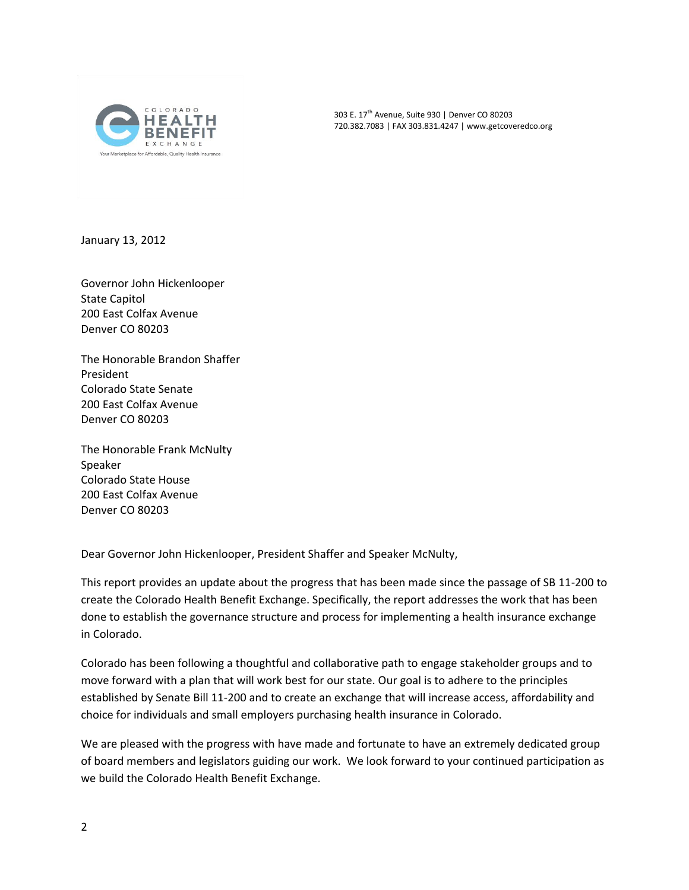COLORADO HEALTH BENEFIT EXCHANGE
Your Marketplace for Affordable, Quality Health Insurance

303 E. 17th Avenue, Suite 930 | Denver CO 80203
720.382.7083 | FAX 303.831.4247 | www.getcoveredco.org

January 13, 2012

Governor John Hickenlooper
State Capitol
200 East Colfax Avenue
Denver CO 80203

The Honorable Brandon Shaffer
President
Colorado State Senate
200 East Colfax Avenue
Denver CO 80203

The Honorable Frank McNulty
Speaker
Colorado State House
200 East Colfax Avenue
Denver CO 80203

Dear Governor John Hickenlooper, President Shaffer and Speaker McNulty,

This report provides an update about the progress that has been made since the passage of SB 11-200 to create the Colorado Health Benefit Exchange. Specifically, the report addresses the work that has been done to establish the governance structure and process for implementing a health insurance exchange in Colorado.

Colorado has been following a thoughtful and collaborative path to engage stakeholder groups and to move forward with a plan that will work best for our state. Our goal is to adhere to the principles established by Senate Bill 11-200 and to create an exchange that will increase access, affordability and choice for individuals and small employers purchasing health insurance in Colorado.

We are pleased with the progress with have made and fortunate to have an extremely dedicated group of board members and legislators guiding our work. We look forward to your continued participation as we build the Colorado Health Benefit Exchange.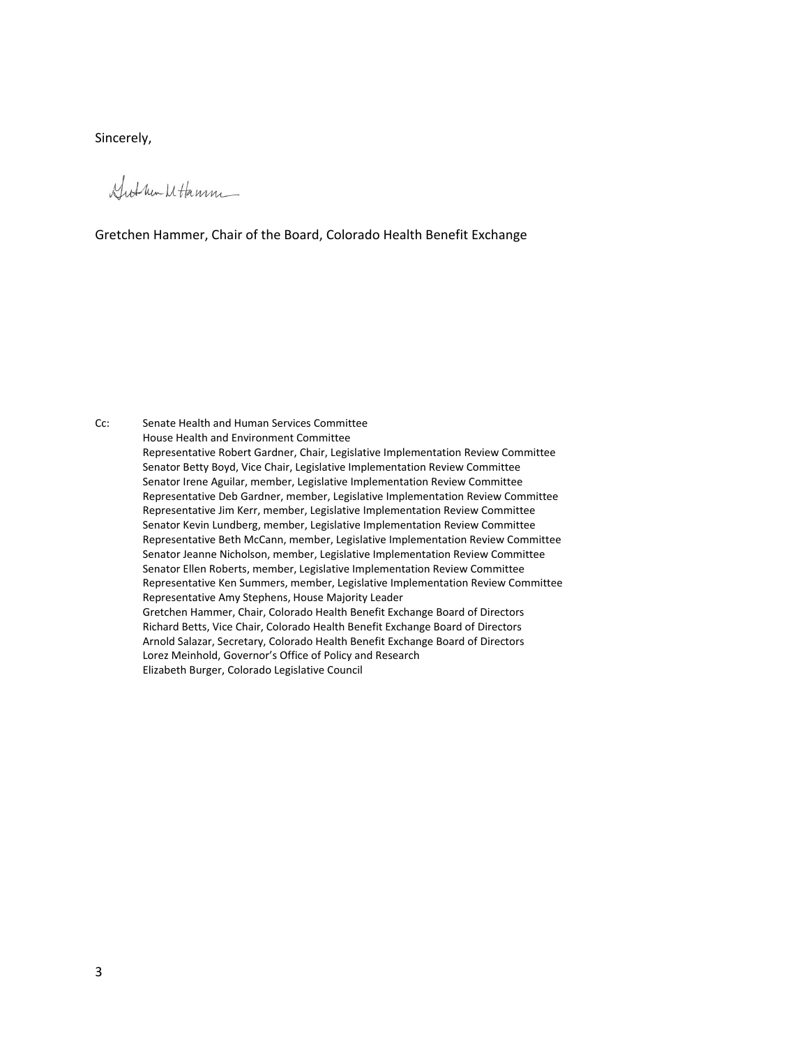Sincerely,

Gretchen Hammer, Chair of the Board, Colorado Health Benefit Exchange

Cc: Senate Health and Human Services Committee  
House Health and Environment Committee  
Representative Robert Gardner, Chair, Legislative Implementation Review Committee  
Senator Betty Boyd, Vice Chair, Legislative Implementation Review Committee  
Senator Irene Aguilar, member, Legislative Implementation Review Committee  
Representative Deb Gardner, member, Legislative Implementation Review Committee  
Representative Jim Kerr, member, Legislative Implementation Review Committee  
Senator Kevin Lundberg, member, Legislative Implementation Review Committee  
Representative Beth McCann, member, Legislative Implementation Review Committee  
Senator Jeanne Nicholson, member, Legislative Implementation Review Committee  
Senator Ellen Roberts, member, Legislative Implementation Review Committee  
Representative Ken Summers, member, Legislative Implementation Review Committee  
Representative Amy Stephens, House Majority Leader  
Gretchen Hammer, Chair, Colorado Health Benefit Exchange Board of Directors  
Richard Betts, Vice Chair, Colorado Health Benefit Exchange Board of Directors  
Arnold Salazar, Secretary, Colorado Health Benefit Exchange Board of Directors  
Lorez Meinhold, Governor's Office of Policy and Research  
Elizabeth Burger, Colorado Legislative Council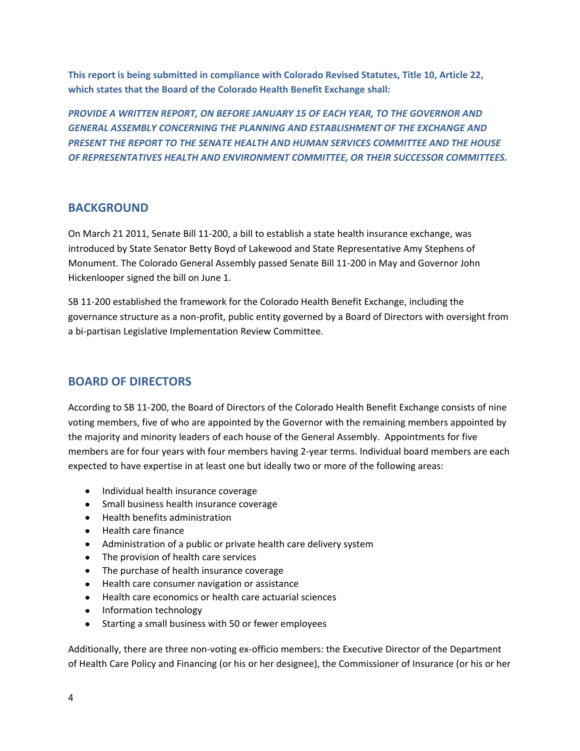**This report is being submitted in compliance with Colorado Revised Statutes, Title 10, Article 22, which states that the Board of the Colorado Health Benefit Exchange shall:**

***PROVIDE A WRITTEN REPORT, ON BEFORE JANUARY 15 OF EACH YEAR, TO THE GOVERNOR AND GENERAL ASSEMBLY CONCERNING THE PLANNING AND ESTABLISHMENT OF THE EXCHANGE AND PRESENT THE REPORT TO THE SENATE HEALTH AND HUMAN SERVICES COMMITTEE AND THE HOUSE OF REPRESENTATIVES HEALTH AND ENVIRONMENT COMMITTEE, OR THEIR SUCCESSOR COMMITTEES.***

## BACKGROUND

On March 21 2011, Senate Bill 11-200, a bill to establish a state health insurance exchange, was introduced by State Senator Betty Boyd of Lakewood and State Representative Amy Stephens of Monument. The Colorado General Assembly passed Senate Bill 11-200 in May and Governor John Hickenlooper signed the bill on June 1.

SB 11-200 established the framework for the Colorado Health Benefit Exchange, including the governance structure as a non-profit, public entity governed by a Board of Directors with oversight from a bi-partisan Legislative Implementation Review Committee.

## BOARD OF DIRECTORS

According to SB 11-200, the Board of Directors of the Colorado Health Benefit Exchange consists of nine voting members, five of who are appointed by the Governor with the remaining members appointed by the majority and minority leaders of each house of the General Assembly. Appointments for five members are for four years with four members having 2-year terms. Individual board members are each expected to have expertise in at least one but ideally two or more of the following areas:

- Individual health insurance coverage
- Small business health insurance coverage
- Health benefits administration
- Health care finance
- Administration of a public or private health care delivery system
- The provision of health care services
- The purchase of health insurance coverage
- Health care consumer navigation or assistance
- Health care economics or health care actuarial sciences
- Information technology
- Starting a small business with 50 or fewer employees

Additionally, there are three non-voting ex-officio members: the Executive Director of the Department of Health Care Policy and Financing (or his or her designee), the Commissioner of Insurance (or his or her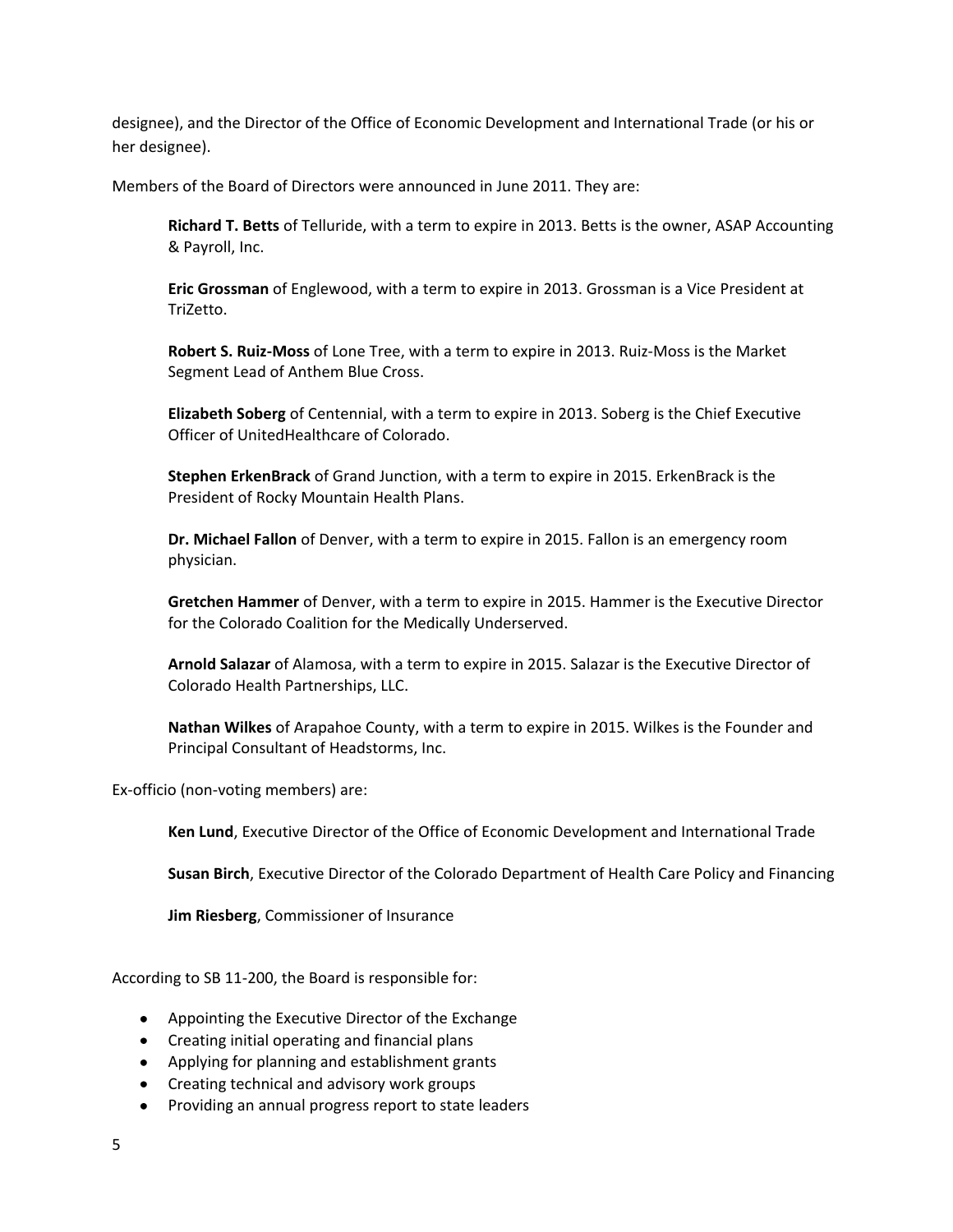designee), and the Director of the Office of Economic Development and International Trade (or his or her designee).

Members of the Board of Directors were announced in June 2011. They are:

> **Richard T. Betts** of Telluride, with a term to expire in 2013. Betts is the owner, ASAP Accounting & Payroll, Inc.
>
> **Eric Grossman** of Englewood, with a term to expire in 2013. Grossman is a Vice President at TriZetto.
>
> **Robert S. Ruiz-Moss** of Lone Tree, with a term to expire in 2013. Ruiz-Moss is the Market Segment Lead of Anthem Blue Cross.
>
> **Elizabeth Soberg** of Centennial, with a term to expire in 2013. Soberg is the Chief Executive Officer of UnitedHealthcare of Colorado.
>
> **Stephen ErkenBrack** of Grand Junction, with a term to expire in 2015. ErkenBrack is the President of Rocky Mountain Health Plans.
>
> **Dr. Michael Fallon** of Denver, with a term to expire in 2015. Fallon is an emergency room physician.
>
> **Gretchen Hammer** of Denver, with a term to expire in 2015. Hammer is the Executive Director for the Colorado Coalition for the Medically Underserved.
>
> **Arnold Salazar** of Alamosa, with a term to expire in 2015. Salazar is the Executive Director of Colorado Health Partnerships, LLC.
>
> **Nathan Wilkes** of Arapahoe County, with a term to expire in 2015. Wilkes is the Founder and Principal Consultant of Headstorms, Inc.

Ex-officio (non-voting members) are:

> **Ken Lund**, Executive Director of the Office of Economic Development and International Trade
>
> **Susan Birch**, Executive Director of the Colorado Department of Health Care Policy and Financing
>
> **Jim Riesberg**, Commissioner of Insurance

According to SB 11-200, the Board is responsible for:

- Appointing the Executive Director of the Exchange
- Creating initial operating and financial plans
- Applying for planning and establishment grants
- Creating technical and advisory work groups
- Providing an annual progress report to state leaders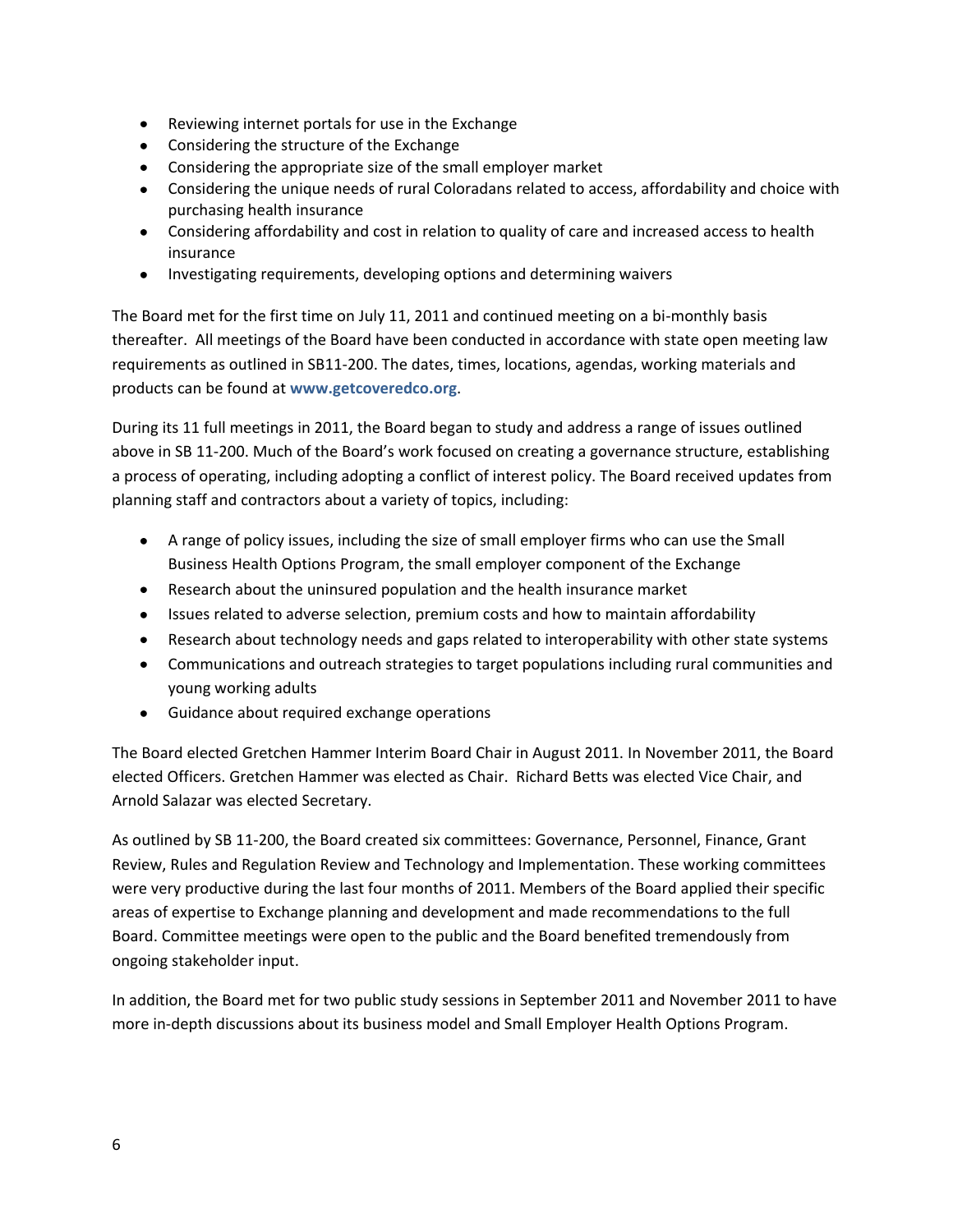- Reviewing internet portals for use in the Exchange
- Considering the structure of the Exchange
- Considering the appropriate size of the small employer market
- Considering the unique needs of rural Coloradans related to access, affordability and choice with purchasing health insurance
- Considering affordability and cost in relation to quality of care and increased access to health insurance
- Investigating requirements, developing options and determining waivers

The Board met for the first time on July 11, 2011 and continued meeting on a bi-monthly basis thereafter. All meetings of the Board have been conducted in accordance with state open meeting law requirements as outlined in SB11-200. The dates, times, locations, agendas, working materials and products can be found at **www.getcoveredco.org**.

During its 11 full meetings in 2011, the Board began to study and address a range of issues outlined above in SB 11-200. Much of the Board's work focused on creating a governance structure, establishing a process of operating, including adopting a conflict of interest policy. The Board received updates from planning staff and contractors about a variety of topics, including:

- A range of policy issues, including the size of small employer firms who can use the Small Business Health Options Program, the small employer component of the Exchange
- Research about the uninsured population and the health insurance market
- Issues related to adverse selection, premium costs and how to maintain affordability
- Research about technology needs and gaps related to interoperability with other state systems
- Communications and outreach strategies to target populations including rural communities and young working adults
- Guidance about required exchange operations

The Board elected Gretchen Hammer Interim Board Chair in August 2011. In November 2011, the Board elected Officers. Gretchen Hammer was elected as Chair. Richard Betts was elected Vice Chair, and Arnold Salazar was elected Secretary.

As outlined by SB 11-200, the Board created six committees: Governance, Personnel, Finance, Grant Review, Rules and Regulation Review and Technology and Implementation. These working committees were very productive during the last four months of 2011. Members of the Board applied their specific areas of expertise to Exchange planning and development and made recommendations to the full Board. Committee meetings were open to the public and the Board benefited tremendously from ongoing stakeholder input.

In addition, the Board met for two public study sessions in September 2011 and November 2011 to have more in-depth discussions about its business model and Small Employer Health Options Program.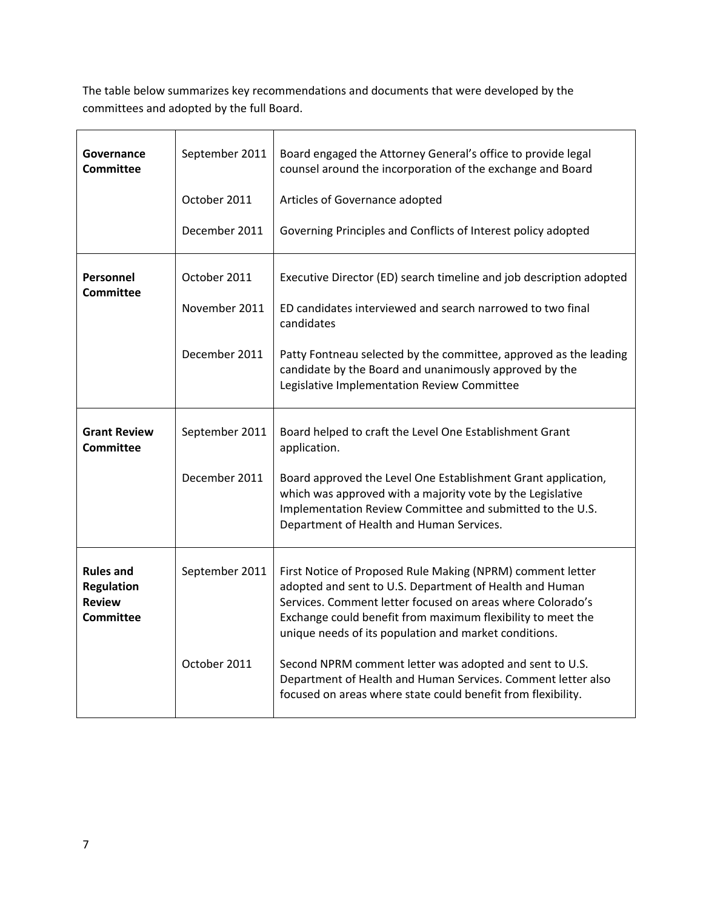The table below summarizes key recommendations and documents that were developed by the committees and adopted by the full Board.

| | | |
|---|---|---|
| **Governance Committee** | September 2011 | Board engaged the Attorney General's office to provide legal counsel around the incorporation of the exchange and Board |
| | October 2011 | Articles of Governance adopted |
| | December 2011 | Governing Principles and Conflicts of Interest policy adopted |
| **Personnel Committee** | October 2011 | Executive Director (ED) search timeline and job description adopted |
| | November 2011 | ED candidates interviewed and search narrowed to two final candidates |
| | December 2011 | Patty Fontneau selected by the committee, approved as the leading candidate by the Board and unanimously approved by the Legislative Implementation Review Committee |
| **Grant Review Committee** | September 2011 | Board helped to craft the Level One Establishment Grant application. |
| | December 2011 | Board approved the Level One Establishment Grant application, which was approved with a majority vote by the Legislative Implementation Review Committee and submitted to the U.S. Department of Health and Human Services. |
| **Rules and Regulation Review Committee** | September 2011 | First Notice of Proposed Rule Making (NPRM) comment letter adopted and sent to U.S. Department of Health and Human Services. Comment letter focused on areas where Colorado's Exchange could benefit from maximum flexibility to meet the unique needs of its population and market conditions. |
| | October 2011 | Second NPRM comment letter was adopted and sent to U.S. Department of Health and Human Services. Comment letter also focused on areas where state could benefit from flexibility. |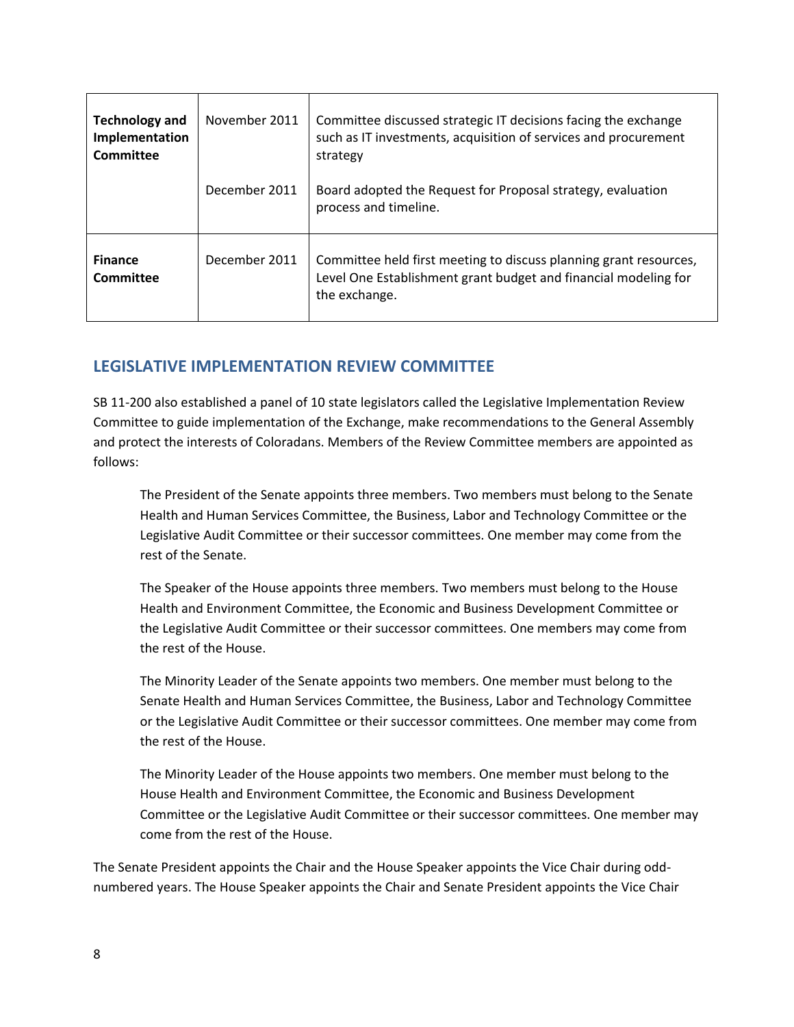| | | |
|---|---|---|
| **Technology and Implementation Committee** | November 2011 | Committee discussed strategic IT decisions facing the exchange such as IT investments, acquisition of services and procurement strategy |
| | December 2011 | Board adopted the Request for Proposal strategy, evaluation process and timeline. |
| **Finance Committee** | December 2011 | Committee held first meeting to discuss planning grant resources, Level One Establishment grant budget and financial modeling for the exchange. |

## LEGISLATIVE IMPLEMENTATION REVIEW COMMITTEE

SB 11-200 also established a panel of 10 state legislators called the Legislative Implementation Review Committee to guide implementation of the Exchange, make recommendations to the General Assembly and protect the interests of Coloradans. Members of the Review Committee members are appointed as follows:

> The President of the Senate appoints three members. Two members must belong to the Senate Health and Human Services Committee, the Business, Labor and Technology Committee or the Legislative Audit Committee or their successor committees. One member may come from the rest of the Senate.
>
> The Speaker of the House appoints three members. Two members must belong to the House Health and Environment Committee, the Economic and Business Development Committee or the Legislative Audit Committee or their successor committees. One members may come from the rest of the House.
>
> The Minority Leader of the Senate appoints two members. One member must belong to the Senate Health and Human Services Committee, the Business, Labor and Technology Committee or the Legislative Audit Committee or their successor committees. One member may come from the rest of the House.
>
> The Minority Leader of the House appoints two members. One member must belong to the House Health and Environment Committee, the Economic and Business Development Committee or the Legislative Audit Committee or their successor committees. One member may come from the rest of the House.

The Senate President appoints the Chair and the House Speaker appoints the Vice Chair during odd-numbered years. The House Speaker appoints the Chair and Senate President appoints the Vice Chair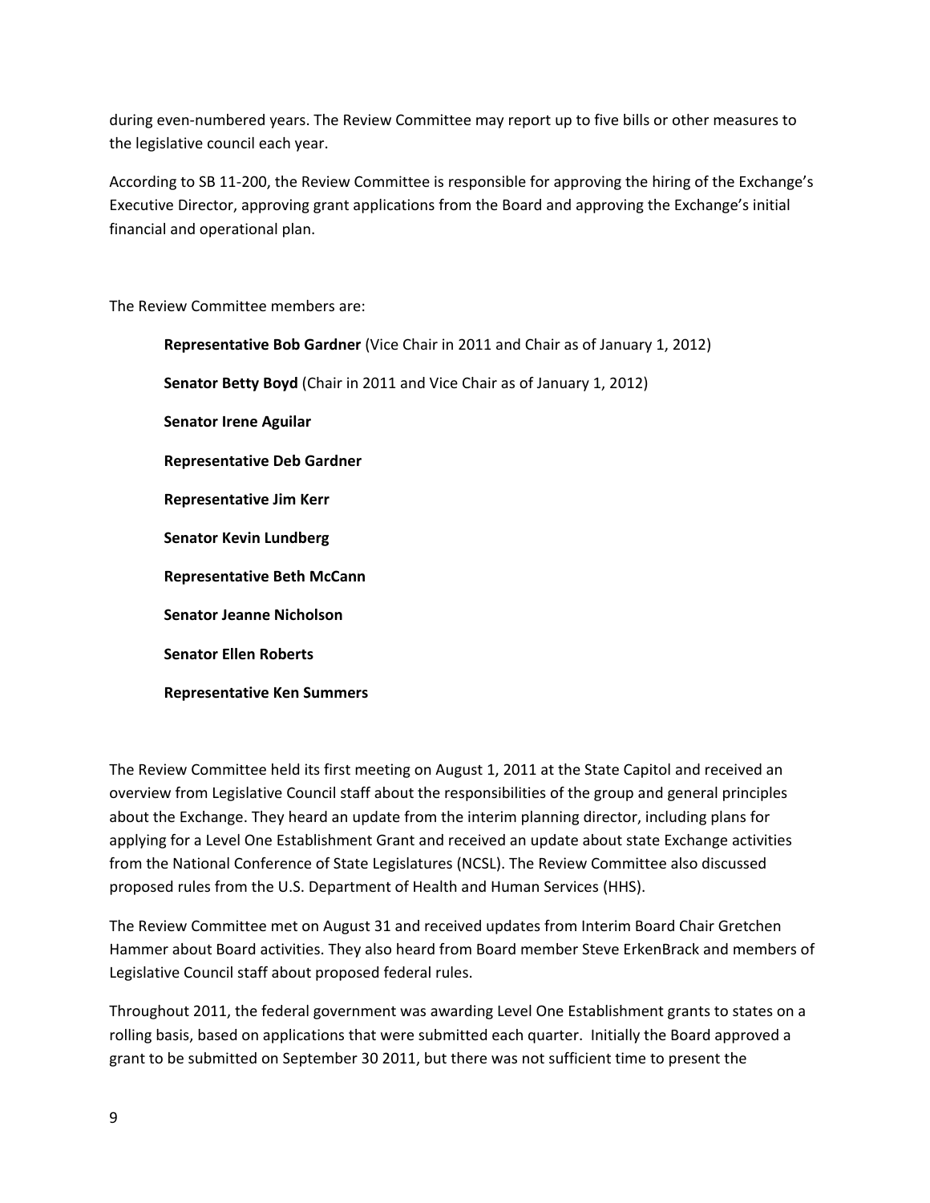during even-numbered years. The Review Committee may report up to five bills or other measures to the legislative council each year.

According to SB 11-200, the Review Committee is responsible for approving the hiring of the Exchange's Executive Director, approving grant applications from the Board and approving the Exchange's initial financial and operational plan.

The Review Committee members are:

**Representative Bob Gardner** (Vice Chair in 2011 and Chair as of January 1, 2012)

**Senator Betty Boyd** (Chair in 2011 and Vice Chair as of January 1, 2012)

**Senator Irene Aguilar**

**Representative Deb Gardner**

**Representative Jim Kerr**

**Senator Kevin Lundberg**

**Representative Beth McCann**

**Senator Jeanne Nicholson**

**Senator Ellen Roberts**

**Representative Ken Summers**

The Review Committee held its first meeting on August 1, 2011 at the State Capitol and received an overview from Legislative Council staff about the responsibilities of the group and general principles about the Exchange. They heard an update from the interim planning director, including plans for applying for a Level One Establishment Grant and received an update about state Exchange activities from the National Conference of State Legislatures (NCSL). The Review Committee also discussed proposed rules from the U.S. Department of Health and Human Services (HHS).

The Review Committee met on August 31 and received updates from Interim Board Chair Gretchen Hammer about Board activities. They also heard from Board member Steve ErkenBrack and members of Legislative Council staff about proposed federal rules.

Throughout 2011, the federal government was awarding Level One Establishment grants to states on a rolling basis, based on applications that were submitted each quarter. Initially the Board approved a grant to be submitted on September 30 2011, but there was not sufficient time to present the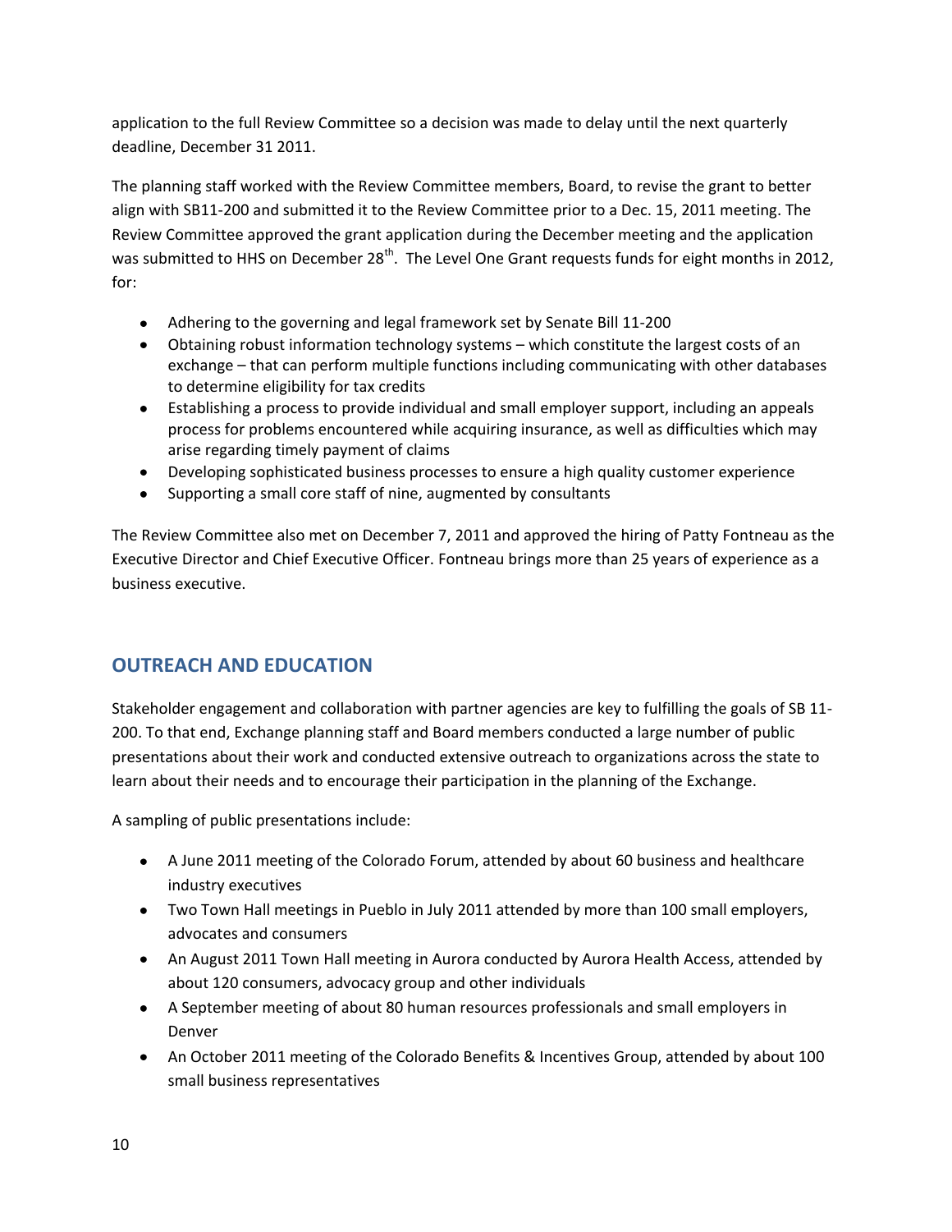application to the full Review Committee so a decision was made to delay until the next quarterly deadline, December 31 2011.

The planning staff worked with the Review Committee members, Board, to revise the grant to better align with SB11-200 and submitted it to the Review Committee prior to a Dec. 15, 2011 meeting. The Review Committee approved the grant application during the December meeting and the application was submitted to HHS on December 28th. The Level One Grant requests funds for eight months in 2012, for:

- Adhering to the governing and legal framework set by Senate Bill 11-200
- Obtaining robust information technology systems – which constitute the largest costs of an exchange – that can perform multiple functions including communicating with other databases to determine eligibility for tax credits
- Establishing a process to provide individual and small employer support, including an appeals process for problems encountered while acquiring insurance, as well as difficulties which may arise regarding timely payment of claims
- Developing sophisticated business processes to ensure a high quality customer experience
- Supporting a small core staff of nine, augmented by consultants

The Review Committee also met on December 7, 2011 and approved the hiring of Patty Fontneau as the Executive Director and Chief Executive Officer. Fontneau brings more than 25 years of experience as a business executive.

## OUTREACH AND EDUCATION

Stakeholder engagement and collaboration with partner agencies are key to fulfilling the goals of SB 11-200. To that end, Exchange planning staff and Board members conducted a large number of public presentations about their work and conducted extensive outreach to organizations across the state to learn about their needs and to encourage their participation in the planning of the Exchange.

A sampling of public presentations include:

- A June 2011 meeting of the Colorado Forum, attended by about 60 business and healthcare industry executives
- Two Town Hall meetings in Pueblo in July 2011 attended by more than 100 small employers, advocates and consumers
- An August 2011 Town Hall meeting in Aurora conducted by Aurora Health Access, attended by about 120 consumers, advocacy group and other individuals
- A September meeting of about 80 human resources professionals and small employers in Denver
- An October 2011 meeting of the Colorado Benefits & Incentives Group, attended by about 100 small business representatives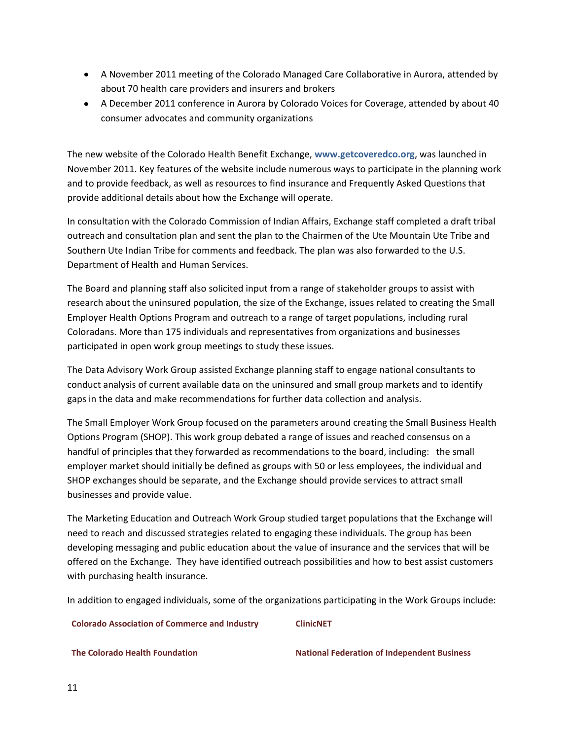- A November 2011 meeting of the Colorado Managed Care Collaborative in Aurora, attended by about 70 health care providers and insurers and brokers
- A December 2011 conference in Aurora by Colorado Voices for Coverage, attended by about 40 consumer advocates and community organizations

The new website of the Colorado Health Benefit Exchange, **www.getcoveredco.org**, was launched in November 2011. Key features of the website include numerous ways to participate in the planning work and to provide feedback, as well as resources to find insurance and Frequently Asked Questions that provide additional details about how the Exchange will operate.

In consultation with the Colorado Commission of Indian Affairs, Exchange staff completed a draft tribal outreach and consultation plan and sent the plan to the Chairmen of the Ute Mountain Ute Tribe and Southern Ute Indian Tribe for comments and feedback. The plan was also forwarded to the U.S. Department of Health and Human Services.

The Board and planning staff also solicited input from a range of stakeholder groups to assist with research about the uninsured population, the size of the Exchange, issues related to creating the Small Employer Health Options Program and outreach to a range of target populations, including rural Coloradans. More than 175 individuals and representatives from organizations and businesses participated in open work group meetings to study these issues.

The Data Advisory Work Group assisted Exchange planning staff to engage national consultants to conduct analysis of current available data on the uninsured and small group markets and to identify gaps in the data and make recommendations for further data collection and analysis.

The Small Employer Work Group focused on the parameters around creating the Small Business Health Options Program (SHOP). This work group debated a range of issues and reached consensus on a handful of principles that they forwarded as recommendations to the board, including: the small employer market should initially be defined as groups with 50 or less employees, the individual and SHOP exchanges should be separate, and the Exchange should provide services to attract small businesses and provide value.

The Marketing Education and Outreach Work Group studied target populations that the Exchange will need to reach and discussed strategies related to engaging these individuals. The group has been developing messaging and public education about the value of insurance and the services that will be offered on the Exchange. They have identified outreach possibilities and how to best assist customers with purchasing health insurance.

In addition to engaged individuals, some of the organizations participating in the Work Groups include:

**Colorado Association of Commerce and Industry**

**ClinicNET**

**The Colorado Health Foundation**

**National Federation of Independent Business**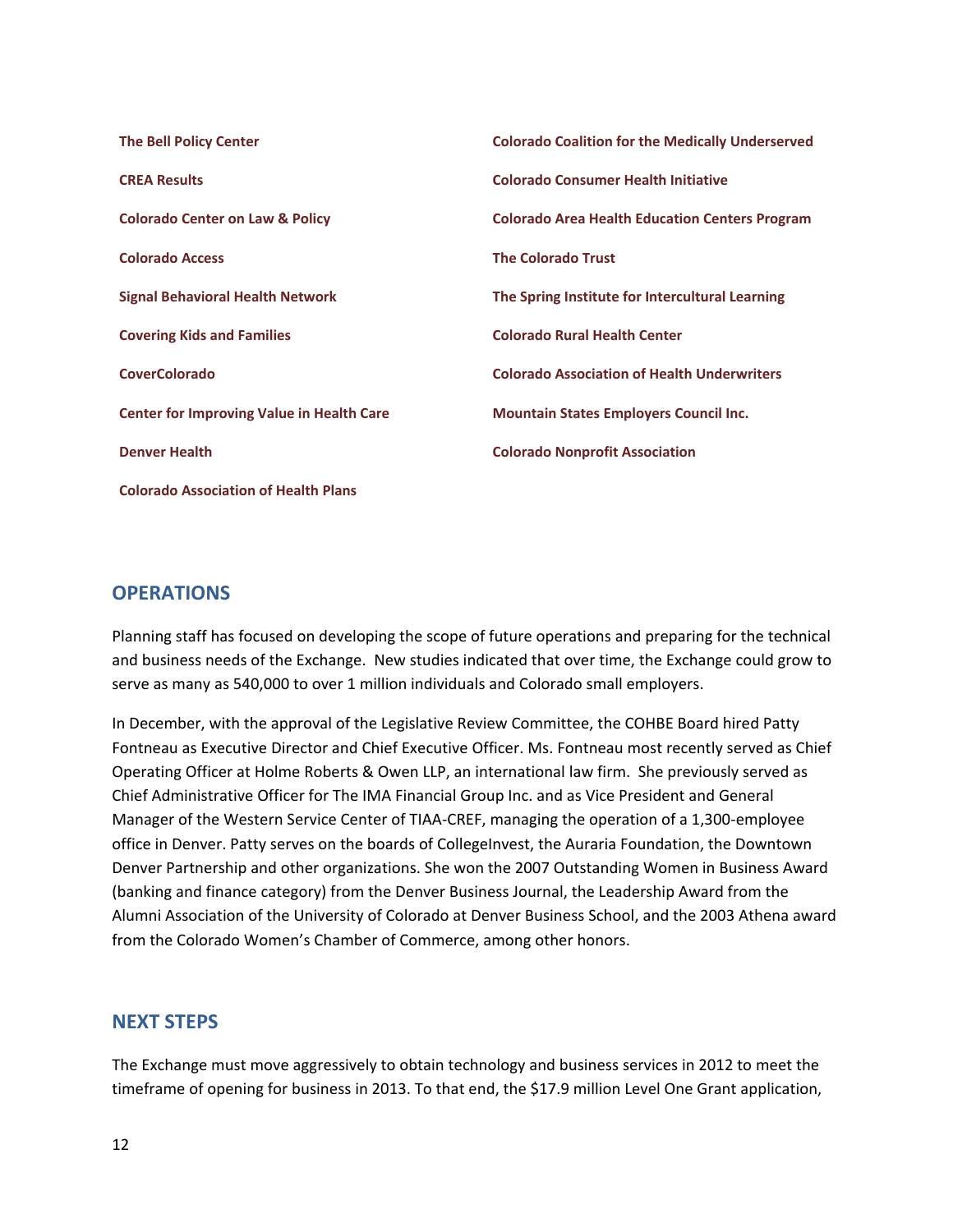**The Bell Policy Center**

**CREA Results**

**Colorado Center on Law & Policy**

**Colorado Access**

**Signal Behavioral Health Network**

**Covering Kids and Families**

**CoverColorado**

**Center for Improving Value in Health Care**

**Denver Health**

**Colorado Association of Health Plans**

**Colorado Coalition for the Medically Underserved**

**Colorado Consumer Health Initiative**

**Colorado Area Health Education Centers Program**

**The Colorado Trust**

**The Spring Institute for Intercultural Learning**

**Colorado Rural Health Center**

**Colorado Association of Health Underwriters**

**Mountain States Employers Council Inc.**

**Colorado Nonprofit Association**

## OPERATIONS

Planning staff has focused on developing the scope of future operations and preparing for the technical and business needs of the Exchange. New studies indicated that over time, the Exchange could grow to serve as many as 540,000 to over 1 million individuals and Colorado small employers.

In December, with the approval of the Legislative Review Committee, the COHBE Board hired Patty Fontneau as Executive Director and Chief Executive Officer. Ms. Fontneau most recently served as Chief Operating Officer at Holme Roberts & Owen LLP, an international law firm. She previously served as Chief Administrative Officer for The IMA Financial Group Inc. and as Vice President and General Manager of the Western Service Center of TIAA-CREF, managing the operation of a 1,300-employee office in Denver. Patty serves on the boards of CollegeInvest, the Auraria Foundation, the Downtown Denver Partnership and other organizations. She won the 2007 Outstanding Women in Business Award (banking and finance category) from the Denver Business Journal, the Leadership Award from the Alumni Association of the University of Colorado at Denver Business School, and the 2003 Athena award from the Colorado Women's Chamber of Commerce, among other honors.

## NEXT STEPS

The Exchange must move aggressively to obtain technology and business services in 2012 to meet the timeframe of opening for business in 2013. To that end, the $17.9 million Level One Grant application,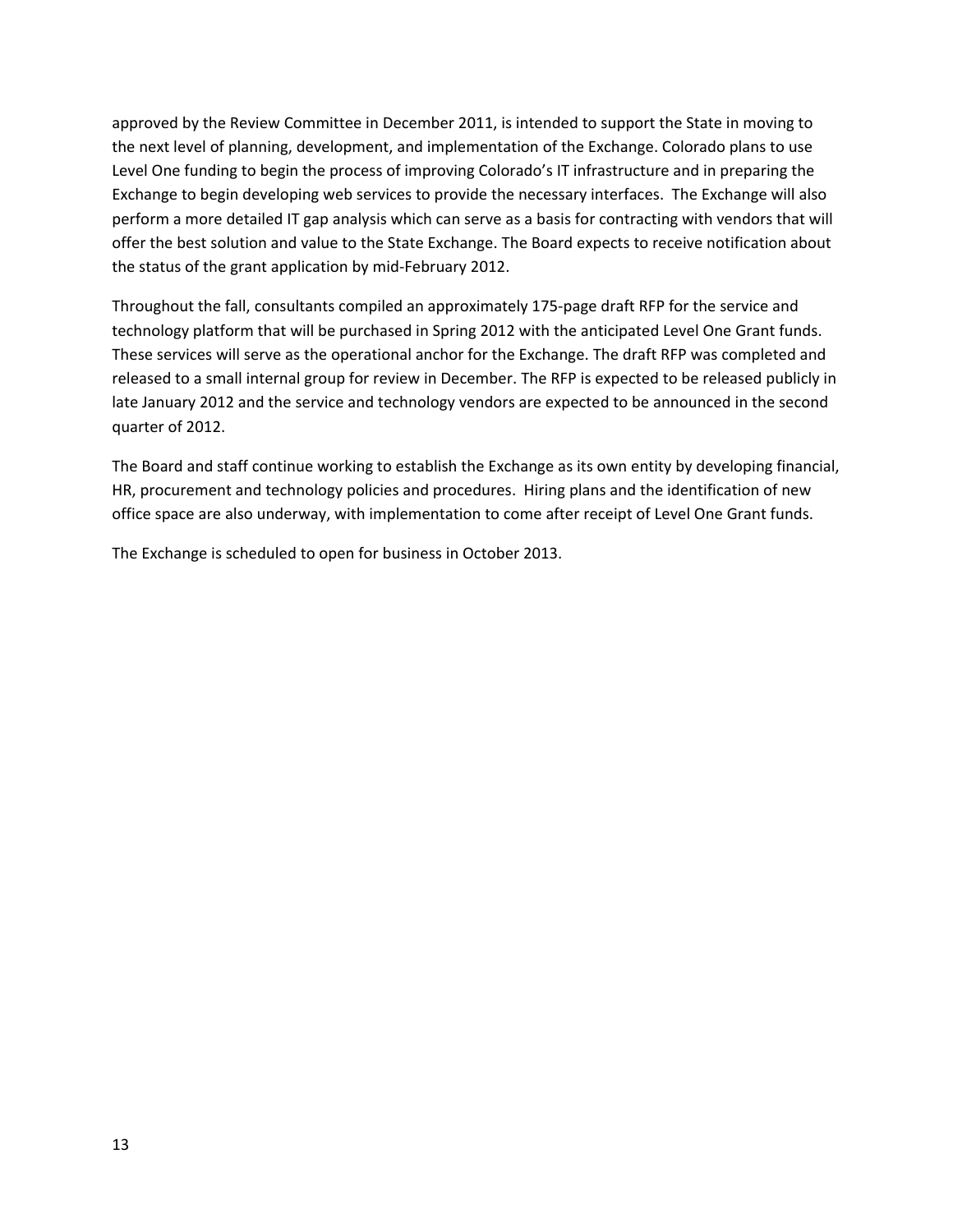approved by the Review Committee in December 2011, is intended to support the State in moving to the next level of planning, development, and implementation of the Exchange. Colorado plans to use Level One funding to begin the process of improving Colorado's IT infrastructure and in preparing the Exchange to begin developing web services to provide the necessary interfaces. The Exchange will also perform a more detailed IT gap analysis which can serve as a basis for contracting with vendors that will offer the best solution and value to the State Exchange. The Board expects to receive notification about the status of the grant application by mid-February 2012.

Throughout the fall, consultants compiled an approximately 175-page draft RFP for the service and technology platform that will be purchased in Spring 2012 with the anticipated Level One Grant funds. These services will serve as the operational anchor for the Exchange. The draft RFP was completed and released to a small internal group for review in December. The RFP is expected to be released publicly in late January 2012 and the service and technology vendors are expected to be announced in the second quarter of 2012.

The Board and staff continue working to establish the Exchange as its own entity by developing financial, HR, procurement and technology policies and procedures. Hiring plans and the identification of new office space are also underway, with implementation to come after receipt of Level One Grant funds.

The Exchange is scheduled to open for business in October 2013.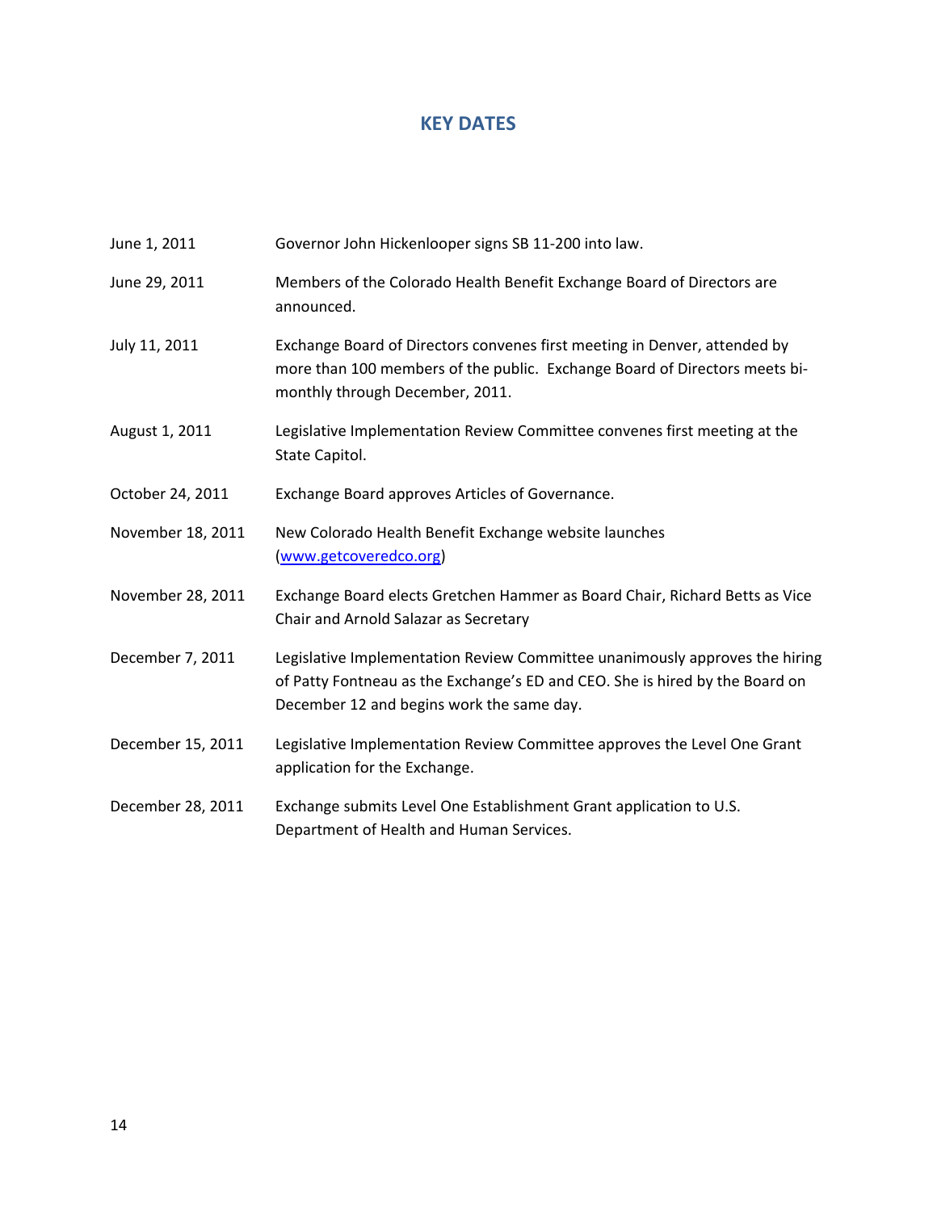## KEY DATES

| | |
|---|---|
| June 1, 2011 | Governor John Hickenlooper signs SB 11-200 into law. |
| June 29, 2011 | Members of the Colorado Health Benefit Exchange Board of Directors are announced. |
| July 11, 2011 | Exchange Board of Directors convenes first meeting in Denver, attended by more than 100 members of the public. Exchange Board of Directors meets bi-monthly through December, 2011. |
| August 1, 2011 | Legislative Implementation Review Committee convenes first meeting at the State Capitol. |
| October 24, 2011 | Exchange Board approves Articles of Governance. |
| November 18, 2011 | New Colorado Health Benefit Exchange website launches (www.getcoveredco.org) |
| November 28, 2011 | Exchange Board elects Gretchen Hammer as Board Chair, Richard Betts as Vice Chair and Arnold Salazar as Secretary |
| December 7, 2011 | Legislative Implementation Review Committee unanimously approves the hiring of Patty Fontneau as the Exchange's ED and CEO. She is hired by the Board on December 12 and begins work the same day. |
| December 15, 2011 | Legislative Implementation Review Committee approves the Level One Grant application for the Exchange. |
| December 28, 2011 | Exchange submits Level One Establishment Grant application to U.S. Department of Health and Human Services. |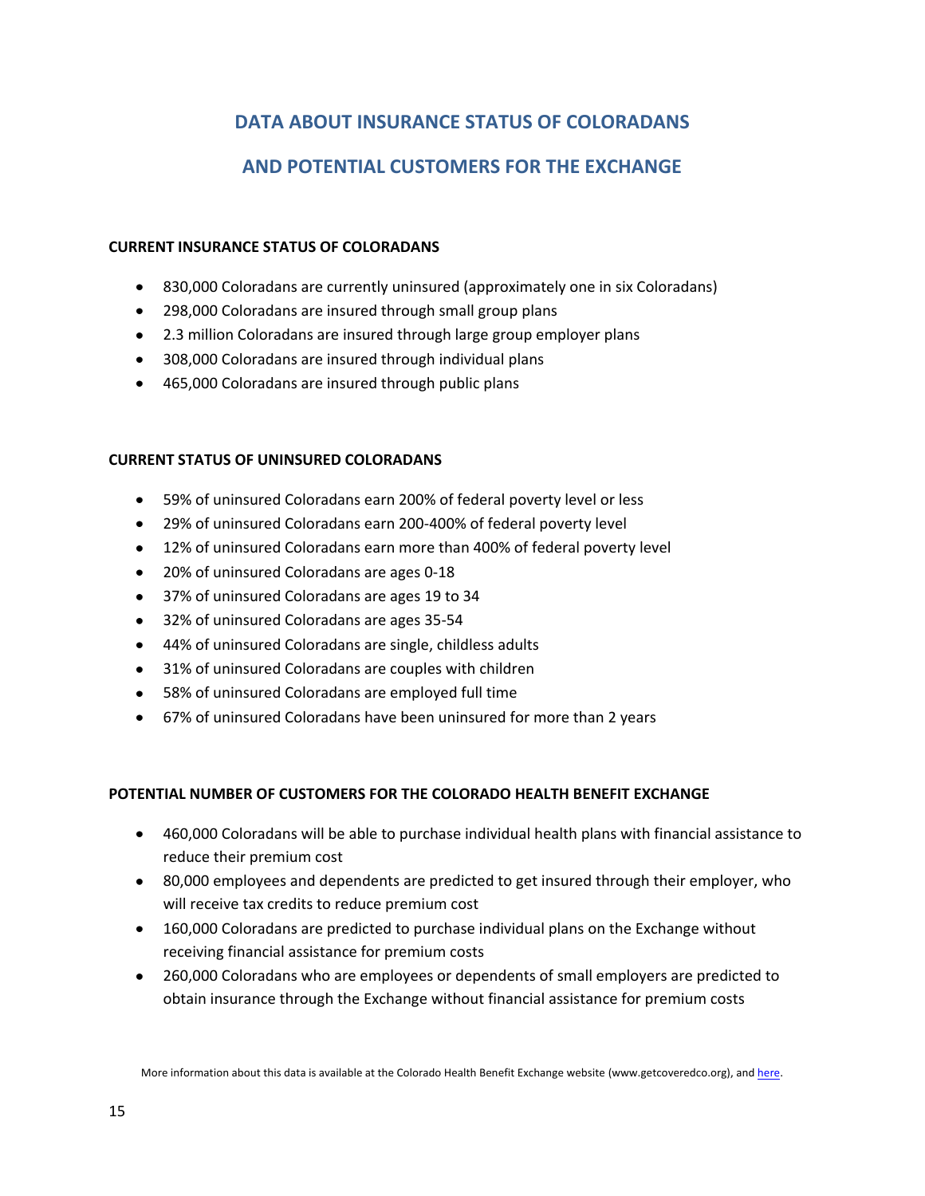# DATA ABOUT INSURANCE STATUS OF COLORADANS

# AND POTENTIAL CUSTOMERS FOR THE EXCHANGE

**CURRENT INSURANCE STATUS OF COLORADANS**

- 830,000 Coloradans are currently uninsured (approximately one in six Coloradans)
- 298,000 Coloradans are insured through small group plans
- 2.3 million Coloradans are insured through large group employer plans
- 308,000 Coloradans are insured through individual plans
- 465,000 Coloradans are insured through public plans

**CURRENT STATUS OF UNINSURED COLORADANS**

- 59% of uninsured Coloradans earn 200% of federal poverty level or less
- 29% of uninsured Coloradans earn 200-400% of federal poverty level
- 12% of uninsured Coloradans earn more than 400% of federal poverty level
- 20% of uninsured Coloradans are ages 0-18
- 37% of uninsured Coloradans are ages 19 to 34
- 32% of uninsured Coloradans are ages 35-54
- 44% of uninsured Coloradans are single, childless adults
- 31% of uninsured Coloradans are couples with children
- 58% of uninsured Coloradans are employed full time
- 67% of uninsured Coloradans have been uninsured for more than 2 years

**POTENTIAL NUMBER OF CUSTOMERS FOR THE COLORADO HEALTH BENEFIT EXCHANGE**

- 460,000 Coloradans will be able to purchase individual health plans with financial assistance to reduce their premium cost
- 80,000 employees and dependents are predicted to get insured through their employer, who will receive tax credits to reduce premium cost
- 160,000 Coloradans are predicted to purchase individual plans on the Exchange without receiving financial assistance for premium costs
- 260,000 Coloradans who are employees or dependents of small employers are predicted to obtain insurance through the Exchange without financial assistance for premium costs

More information about this data is available at the Colorado Health Benefit Exchange website (www.getcoveredco.org), and here.